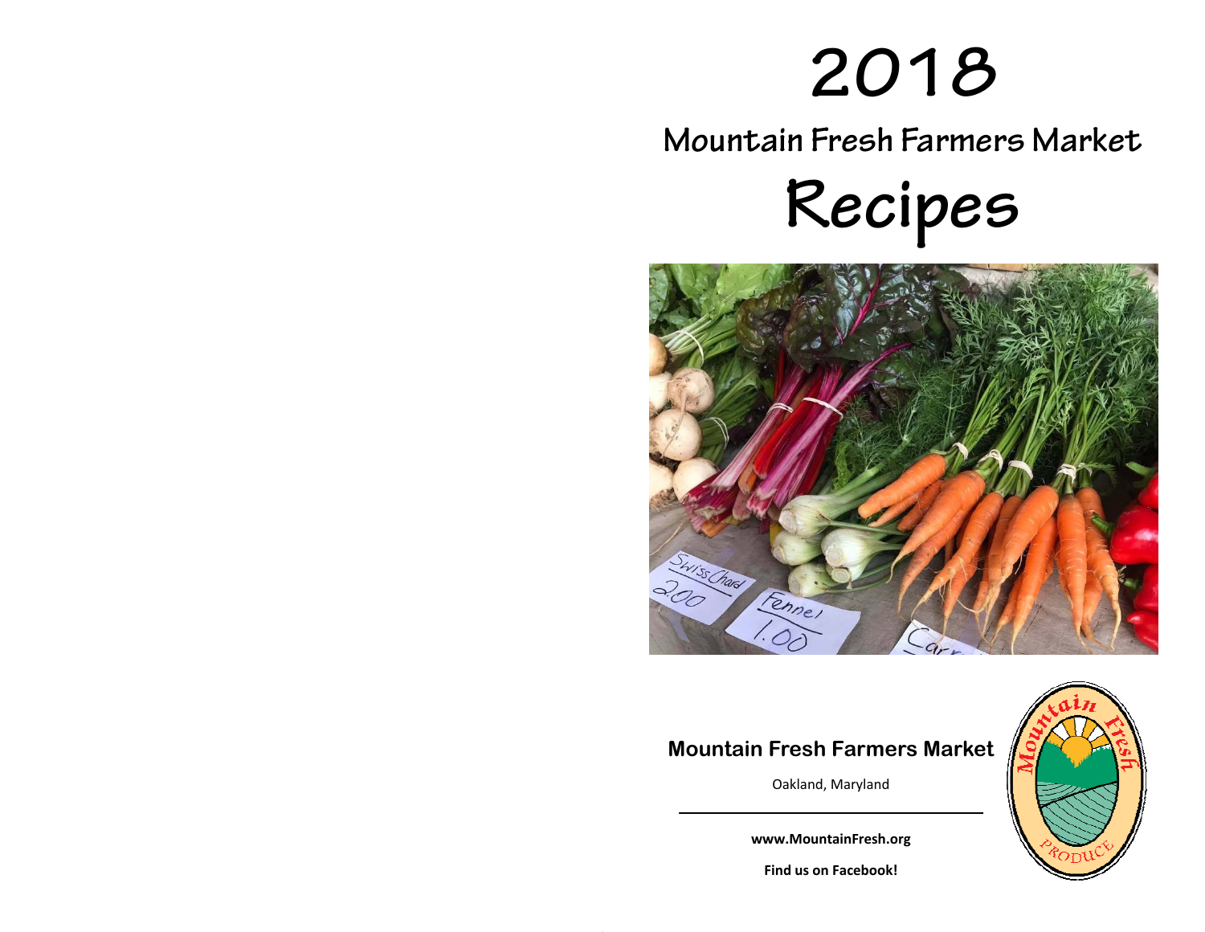# 2018

## Mountain Fresh Farmers Market

# Recipes

**Mountain Fresh Farmers Market**

Oakland, Maryland

---

**www.MountainFresh.org**

**Find us on Facebook!**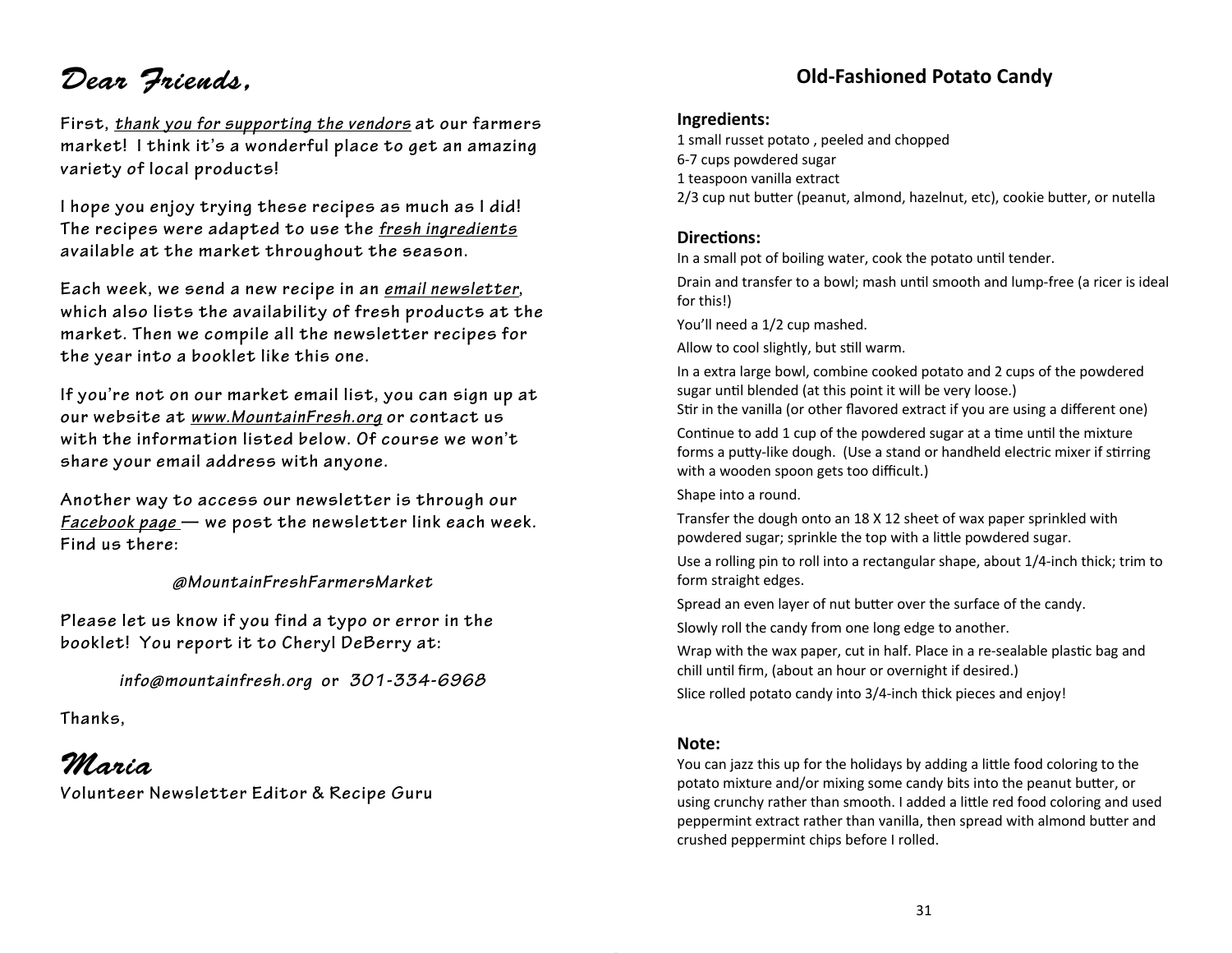# *Dear Friends,*

**First, *thank you for supporting the vendors* at our farmers market! I think it's a wonderful place to get an amazing variety of local products!**

**I hope you enjoy trying these recipes as much as I did! The recipes were adapted to use the *fresh ingredients* available at the market throughout the season.**

**Each week, we send a new recipe in an *email newsletter*, which also lists the availability of fresh products at the market. Then we compile all the newsletter recipes for the year into a booklet like this one.**

**If you're not on our market email list, you can sign up at our website at *www.MountainFresh.org* or contact us with the information listed below. Of course we won't share your email address with anyone.**

**Another way to access our newsletter is through our *Facebook page* — we post the newsletter link each week. Find us there:**

***@MountainFreshFarmersMarket***

**Please let us know if you find a typo or error in the booklet! You report it to Cheryl DeBerry at:**

***info@mountainfresh.org* or *301-334-6968***

**Thanks,**

***Maria***

**Volunteer Newsletter Editor & Recipe Guru**

## Old-Fashioned Potato Candy

### Ingredients:

1 small russet potato , peeled and chopped
6-7 cups powdered sugar
1 teaspoon vanilla extract
2/3 cup nut butter (peanut, almond, hazelnut, etc), cookie butter, or nutella

### Directions:

In a small pot of boiling water, cook the potato until tender.

Drain and transfer to a bowl; mash until smooth and lump-free (a ricer is ideal for this!)

You'll need a 1/2 cup mashed.

Allow to cool slightly, but still warm.

In a extra large bowl, combine cooked potato and 2 cups of the powdered sugar until blended (at this point it will be very loose.)
Stir in the vanilla (or other flavored extract if you are using a different one)

Continue to add 1 cup of the powdered sugar at a time until the mixture forms a putty-like dough. (Use a stand or handheld electric mixer if stirring with a wooden spoon gets too difficult.)

Shape into a round.

Transfer the dough onto an 18 X 12 sheet of wax paper sprinkled with powdered sugar; sprinkle the top with a little powdered sugar.

Use a rolling pin to roll into a rectangular shape, about 1/4-inch thick; trim to form straight edges.

Spread an even layer of nut butter over the surface of the candy.

Slowly roll the candy from one long edge to another.

Wrap with the wax paper, cut in half. Place in a re-sealable plastic bag and chill until firm, (about an hour or overnight if desired.)

Slice rolled potato candy into 3/4-inch thick pieces and enjoy!

### Note:

You can jazz this up for the holidays by adding a little food coloring to the potato mixture and/or mixing some candy bits into the peanut butter, or using crunchy rather than smooth. I added a little red food coloring and used peppermint extract rather than vanilla, then spread with almond butter and crushed peppermint chips before I rolled.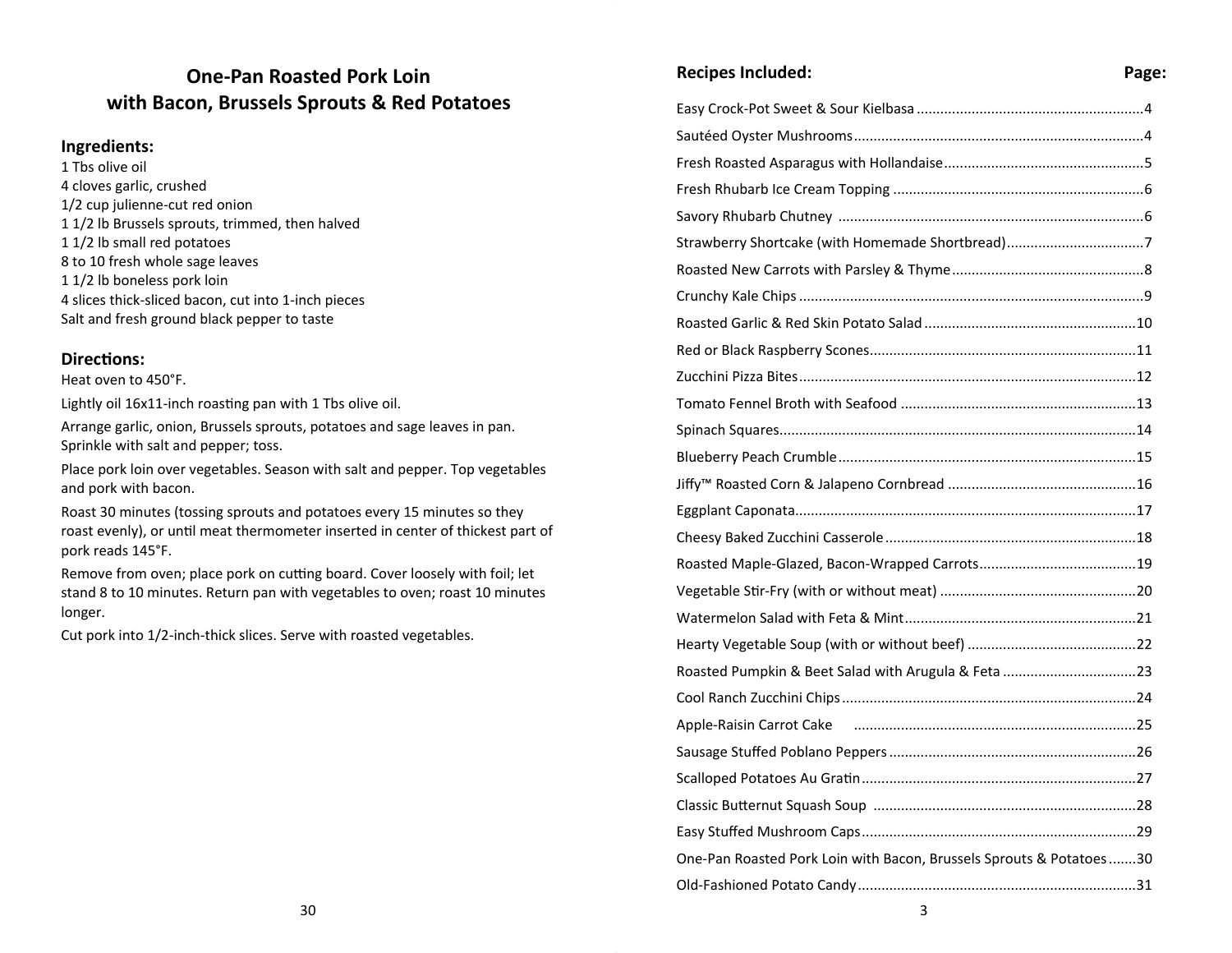# One-Pan Roasted Pork Loin with Bacon, Brussels Sprouts & Red Potatoes

## Ingredients:

1 Tbs olive oil
4 cloves garlic, crushed
1/2 cup julienne-cut red onion
1 1/2 lb Brussels sprouts, trimmed, then halved
1 1/2 lb small red potatoes
8 to 10 fresh whole sage leaves
1 1/2 lb boneless pork loin
4 slices thick-sliced bacon, cut into 1-inch pieces
Salt and fresh ground black pepper to taste

## Directions:

Heat oven to 450°F.

Lightly oil 16x11-inch roasting pan with 1 Tbs olive oil.

Arrange garlic, onion, Brussels sprouts, potatoes and sage leaves in pan. Sprinkle with salt and pepper; toss.

Place pork loin over vegetables. Season with salt and pepper. Top vegetables and pork with bacon.

Roast 30 minutes (tossing sprouts and potatoes every 15 minutes so they roast evenly), or until meat thermometer inserted in center of thickest part of pork reads 145°F.

Remove from oven; place pork on cutting board. Cover loosely with foil; let stand 8 to 10 minutes. Return pan with vegetables to oven; roast 10 minutes longer.

Cut pork into 1/2-inch-thick slices. Serve with roasted vegetables.

## Recipes Included:

| Recipe | Page: |
|---|---|
| Easy Crock-Pot Sweet & Sour Kielbasa | 4 |
| Sautéed Oyster Mushrooms | 4 |
| Fresh Roasted Asparagus with Hollandaise | 5 |
| Fresh Rhubarb Ice Cream Topping | 6 |
| Savory Rhubarb Chutney | 6 |
| Strawberry Shortcake (with Homemade Shortbread) | 7 |
| Roasted New Carrots with Parsley & Thyme | 8 |
| Crunchy Kale Chips | 9 |
| Roasted Garlic & Red Skin Potato Salad | 10 |
| Red or Black Raspberry Scones | 11 |
| Zucchini Pizza Bites | 12 |
| Tomato Fennel Broth with Seafood | 13 |
| Spinach Squares | 14 |
| Blueberry Peach Crumble | 15 |
| Jiffy™ Roasted Corn & Jalapeno Cornbread | 16 |
| Eggplant Caponata | 17 |
| Cheesy Baked Zucchini Casserole | 18 |
| Roasted Maple-Glazed, Bacon-Wrapped Carrots | 19 |
| Vegetable Stir-Fry (with or without meat) | 20 |
| Watermelon Salad with Feta & Mint | 21 |
| Hearty Vegetable Soup (with or without beef) | 22 |
| Roasted Pumpkin & Beet Salad with Arugula & Feta | 23 |
| Cool Ranch Zucchini Chips | 24 |
| Apple-Raisin Carrot Cake | 25 |
| Sausage Stuffed Poblano Peppers | 26 |
| Scalloped Potatoes Au Gratin | 27 |
| Classic Butternut Squash Soup | 28 |
| Easy Stuffed Mushroom Caps | 29 |
| One-Pan Roasted Pork Loin with Bacon, Brussels Sprouts & Potatoes | 30 |
| Old-Fashioned Potato Candy | 31 |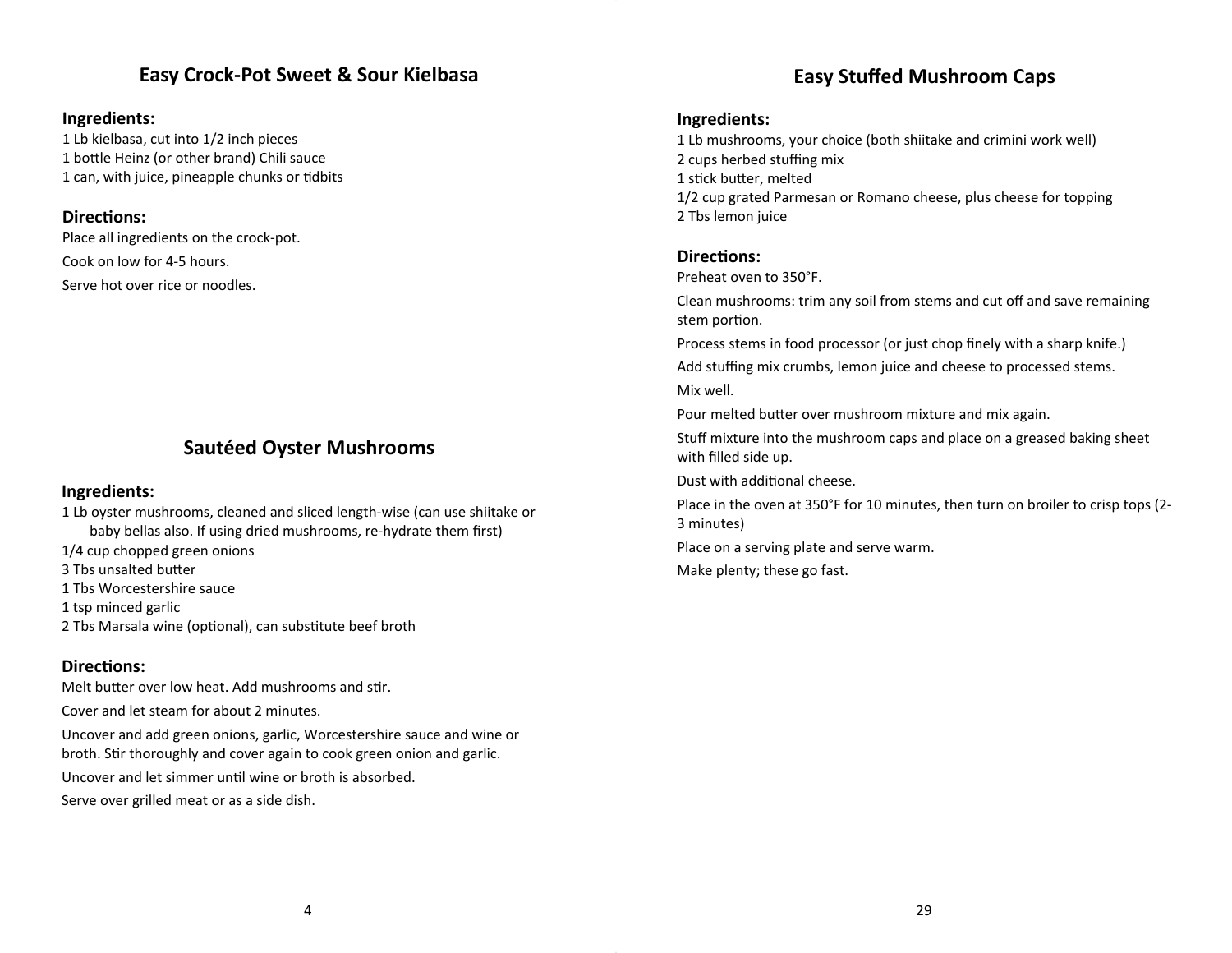## Easy Crock-Pot Sweet & Sour Kielbasa

### Ingredients:

1 Lb kielbasa, cut into 1/2 inch pieces
1 bottle Heinz (or other brand) Chili sauce
1 can, with juice, pineapple chunks or tidbits

### Directions:

Place all ingredients on the crock-pot.

Cook on low for 4-5 hours.

Serve hot over rice or noodles.

## Sautéed Oyster Mushrooms

### Ingredients:

1 Lb oyster mushrooms, cleaned and sliced length-wise (can use shiitake or baby bellas also. If using dried mushrooms, re-hydrate them first)
1/4 cup chopped green onions
3 Tbs unsalted butter
1 Tbs Worcestershire sauce
1 tsp minced garlic
2 Tbs Marsala wine (optional), can substitute beef broth

### Directions:

Melt butter over low heat. Add mushrooms and stir.

Cover and let steam for about 2 minutes.

Uncover and add green onions, garlic, Worcestershire sauce and wine or broth. Stir thoroughly and cover again to cook green onion and garlic.

Uncover and let simmer until wine or broth is absorbed.

Serve over grilled meat or as a side dish.

## Easy Stuffed Mushroom Caps

### Ingredients:

1 Lb mushrooms, your choice (both shiitake and crimini work well)
2 cups herbed stuffing mix
1 stick butter, melted
1/2 cup grated Parmesan or Romano cheese, plus cheese for topping
2 Tbs lemon juice

### Directions:

Preheat oven to 350°F.

Clean mushrooms: trim any soil from stems and cut off and save remaining stem portion.

Process stems in food processor (or just chop finely with a sharp knife.)

Add stuffing mix crumbs, lemon juice and cheese to processed stems.

Mix well.

Pour melted butter over mushroom mixture and mix again.

Stuff mixture into the mushroom caps and place on a greased baking sheet with filled side up.

Dust with additional cheese.

Place in the oven at 350°F for 10 minutes, then turn on broiler to crisp tops (2-3 minutes)

Place on a serving plate and serve warm.

Make plenty; these go fast.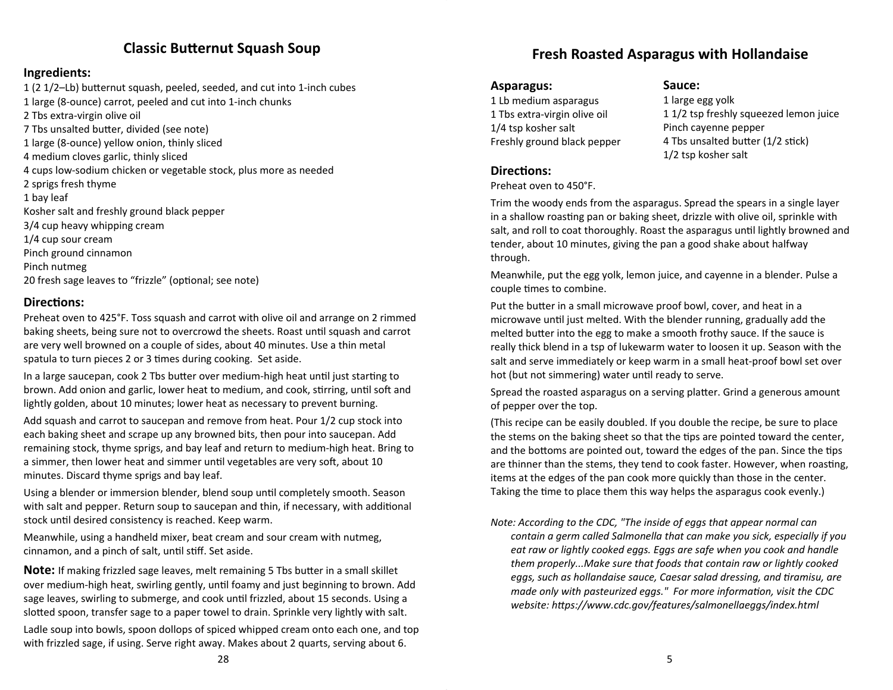## Classic Butternut Squash Soup

### Ingredients:

1 (2 1/2–Lb) butternut squash, peeled, seeded, and cut into 1-inch cubes
1 large (8-ounce) carrot, peeled and cut into 1-inch chunks
2 Tbs extra-virgin olive oil
7 Tbs unsalted butter, divided (see note)
1 large (8-ounce) yellow onion, thinly sliced
4 medium cloves garlic, thinly sliced
4 cups low-sodium chicken or vegetable stock, plus more as needed
2 sprigs fresh thyme
1 bay leaf
Kosher salt and freshly ground black pepper
3/4 cup heavy whipping cream
1/4 cup sour cream
Pinch ground cinnamon
Pinch nutmeg
20 fresh sage leaves to "frizzle" (optional; see note)

### Directions:

Preheat oven to 425°F. Toss squash and carrot with olive oil and arrange on 2 rimmed baking sheets, being sure not to overcrowd the sheets. Roast until squash and carrot are very well browned on a couple of sides, about 40 minutes. Use a thin metal spatula to turn pieces 2 or 3 times during cooking. Set aside.

In a large saucepan, cook 2 Tbs butter over medium-high heat until just starting to brown. Add onion and garlic, lower heat to medium, and cook, stirring, until soft and lightly golden, about 10 minutes; lower heat as necessary to prevent burning.

Add squash and carrot to saucepan and remove from heat. Pour 1/2 cup stock into each baking sheet and scrape up any browned bits, then pour into saucepan. Add remaining stock, thyme sprigs, and bay leaf and return to medium-high heat. Bring to a simmer, then lower heat and simmer until vegetables are very soft, about 10 minutes. Discard thyme sprigs and bay leaf.

Using a blender or immersion blender, blend soup until completely smooth. Season with salt and pepper. Return soup to saucepan and thin, if necessary, with additional stock until desired consistency is reached. Keep warm.

Meanwhile, using a handheld mixer, beat cream and sour cream with nutmeg, cinnamon, and a pinch of salt, until stiff. Set aside.

**Note:** If making frizzled sage leaves, melt remaining 5 Tbs butter in a small skillet over medium-high heat, swirling gently, until foamy and just beginning to brown. Add sage leaves, swirling to submerge, and cook until frizzled, about 15 seconds. Using a slotted spoon, transfer sage to a paper towel to drain. Sprinkle very lightly with salt.

Ladle soup into bowls, spoon dollops of spiced whipped cream onto each one, and top with frizzled sage, if using. Serve right away. Makes about 2 quarts, serving about 6.

## Fresh Roasted Asparagus with Hollandaise

### Asparagus:

1 Lb medium asparagus
1 Tbs extra-virgin olive oil
1/4 tsp kosher salt
Freshly ground black pepper

### Sauce:

1 large egg yolk
1 1/2 tsp freshly squeezed lemon juice
Pinch cayenne pepper
4 Tbs unsalted butter (1/2 stick)
1/2 tsp kosher salt

### Directions:

Preheat oven to 450°F.

Trim the woody ends from the asparagus. Spread the spears in a single layer in a shallow roasting pan or baking sheet, drizzle with olive oil, sprinkle with salt, and roll to coat thoroughly. Roast the asparagus until lightly browned and tender, about 10 minutes, giving the pan a good shake about halfway through.

Meanwhile, put the egg yolk, lemon juice, and cayenne in a blender. Pulse a couple times to combine.

Put the butter in a small microwave proof bowl, cover, and heat in a microwave until just melted. With the blender running, gradually add the melted butter into the egg to make a smooth frothy sauce. If the sauce is really thick blend in a tsp of lukewarm water to loosen it up. Season with the salt and serve immediately or keep warm in a small heat-proof bowl set over hot (but not simmering) water until ready to serve.

Spread the roasted asparagus on a serving platter. Grind a generous amount of pepper over the top.

(This recipe can be easily doubled. If you double the recipe, be sure to place the stems on the baking sheet so that the tips are pointed toward the center, and the bottoms are pointed out, toward the edges of the pan. Since the tips are thinner than the stems, they tend to cook faster. However, when roasting, items at the edges of the pan cook more quickly than those in the center. Taking the time to place them this way helps the asparagus cook evenly.)

*Note: According to the CDC, "The inside of eggs that appear normal can contain a germ called Salmonella that can make you sick, especially if you eat raw or lightly cooked eggs. Eggs are safe when you cook and handle them properly...Make sure that foods that contain raw or lightly cooked eggs, such as hollandaise sauce, Caesar salad dressing, and tiramisu, are made only with pasteurized eggs." For more information, visit the CDC website: https://www.cdc.gov/features/salmonellaeggs/index.html*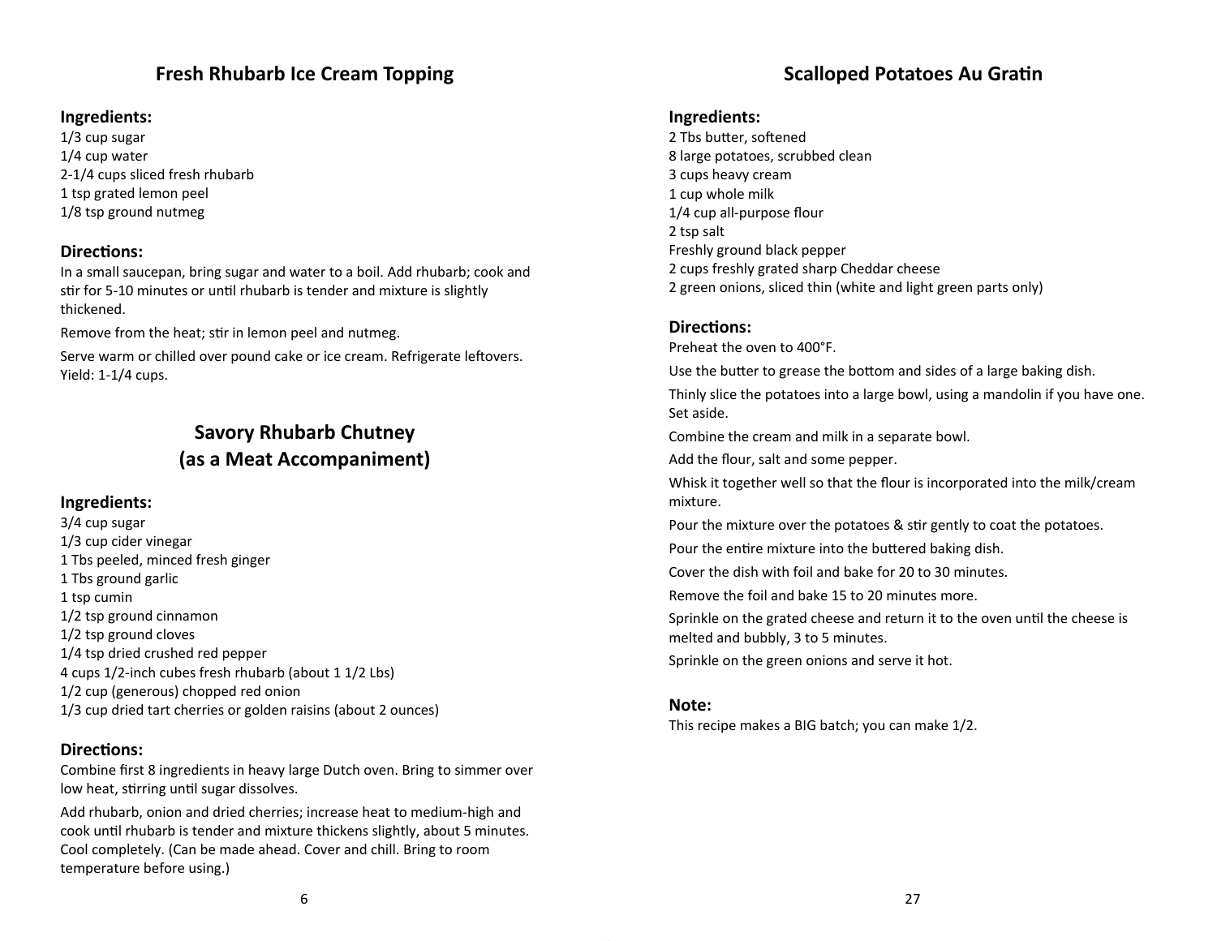## Fresh Rhubarb Ice Cream Topping

### Ingredients:

1/3 cup sugar
1/4 cup water
2-1/4 cups sliced fresh rhubarb
1 tsp grated lemon peel
1/8 tsp ground nutmeg

### Directions:

In a small saucepan, bring sugar and water to a boil. Add rhubarb; cook and stir for 5-10 minutes or until rhubarb is tender and mixture is slightly thickened.

Remove from the heat; stir in lemon peel and nutmeg.

Serve warm or chilled over pound cake or ice cream. Refrigerate leftovers. Yield: 1-1/4 cups.

## Savory Rhubarb Chutney (as a Meat Accompaniment)

### Ingredients:

3/4 cup sugar
1/3 cup cider vinegar
1 Tbs peeled, minced fresh ginger
1 Tbs ground garlic
1 tsp cumin
1/2 tsp ground cinnamon
1/2 tsp ground cloves
1/4 tsp dried crushed red pepper
4 cups 1/2-inch cubes fresh rhubarb (about 1 1/2 Lbs)
1/2 cup (generous) chopped red onion
1/3 cup dried tart cherries or golden raisins (about 2 ounces)

### Directions:

Combine first 8 ingredients in heavy large Dutch oven. Bring to simmer over low heat, stirring until sugar dissolves.

Add rhubarb, onion and dried cherries; increase heat to medium-high and cook until rhubarb is tender and mixture thickens slightly, about 5 minutes. Cool completely. (Can be made ahead. Cover and chill. Bring to room temperature before using.)

## Scalloped Potatoes Au Gratin

### Ingredients:

2 Tbs butter, softened
8 large potatoes, scrubbed clean
3 cups heavy cream
1 cup whole milk
1/4 cup all-purpose flour
2 tsp salt
Freshly ground black pepper
2 cups freshly grated sharp Cheddar cheese
2 green onions, sliced thin (white and light green parts only)

### Directions:

Preheat the oven to 400°F.

Use the butter to grease the bottom and sides of a large baking dish.

Thinly slice the potatoes into a large bowl, using a mandolin if you have one. Set aside.

Combine the cream and milk in a separate bowl.

Add the flour, salt and some pepper.

Whisk it together well so that the flour is incorporated into the milk/cream mixture.

Pour the mixture over the potatoes & stir gently to coat the potatoes.

Pour the entire mixture into the buttered baking dish.

Cover the dish with foil and bake for 20 to 30 minutes.

Remove the foil and bake 15 to 20 minutes more.

Sprinkle on the grated cheese and return it to the oven until the cheese is melted and bubbly, 3 to 5 minutes.

Sprinkle on the green onions and serve it hot.

### Note:

This recipe makes a BIG batch; you can make 1/2.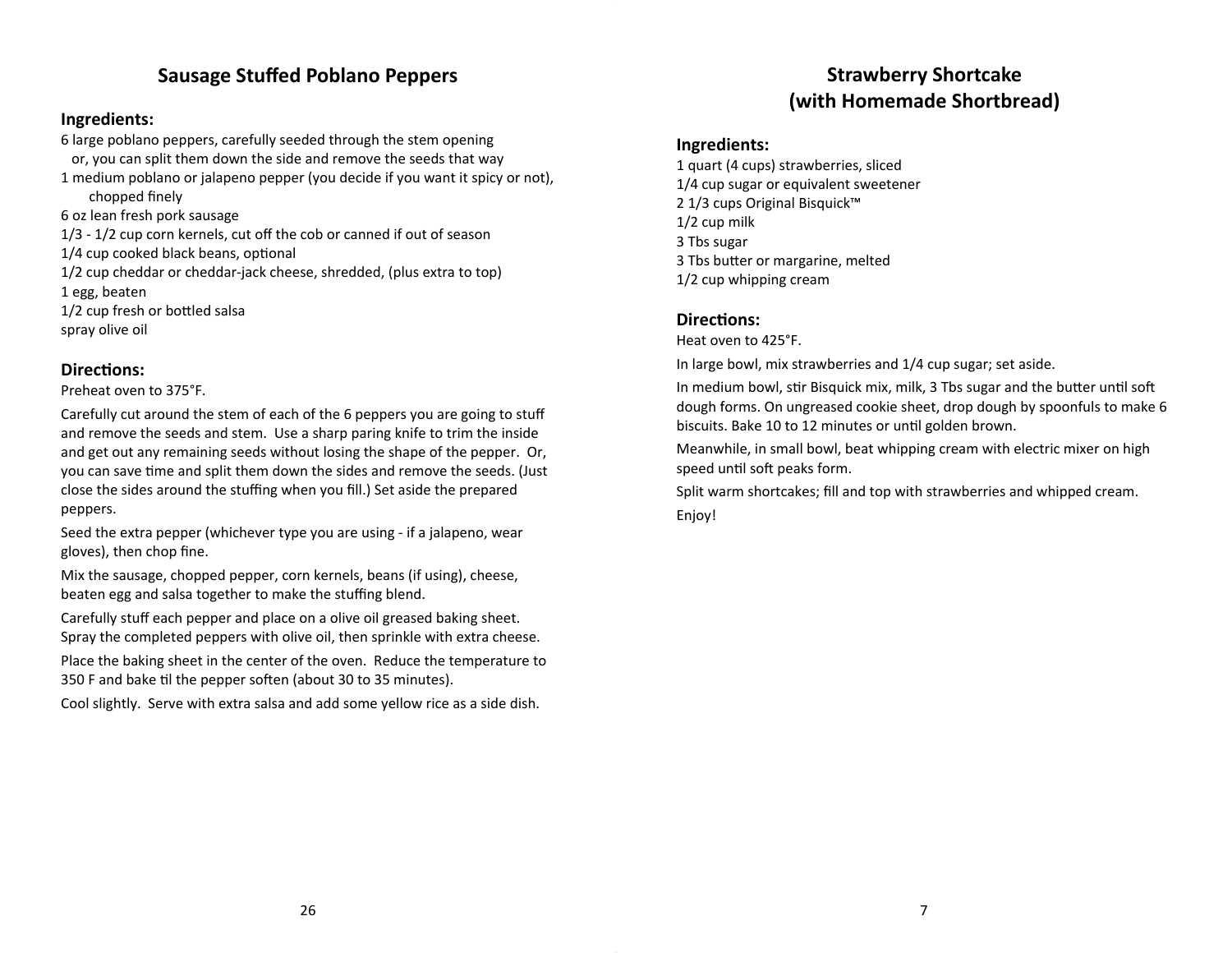## Sausage Stuffed Poblano Peppers

### Ingredients:

6 large poblano peppers, carefully seeded through the stem opening
or, you can split them down the side and remove the seeds that way
1 medium poblano or jalapeno pepper (you decide if you want it spicy or not), chopped finely
6 oz lean fresh pork sausage
1/3 - 1/2 cup corn kernels, cut off the cob or canned if out of season
1/4 cup cooked black beans, optional
1/2 cup cheddar or cheddar-jack cheese, shredded, (plus extra to top)
1 egg, beaten
1/2 cup fresh or bottled salsa
spray olive oil

### Directions:

Preheat oven to 375°F.

Carefully cut around the stem of each of the 6 peppers you are going to stuff and remove the seeds and stem. Use a sharp paring knife to trim the inside and get out any remaining seeds without losing the shape of the pepper. Or, you can save time and split them down the sides and remove the seeds. (Just close the sides around the stuffing when you fill.) Set aside the prepared peppers.

Seed the extra pepper (whichever type you are using - if a jalapeno, wear gloves), then chop fine.

Mix the sausage, chopped pepper, corn kernels, beans (if using), cheese, beaten egg and salsa together to make the stuffing blend.

Carefully stuff each pepper and place on a olive oil greased baking sheet. Spray the completed peppers with olive oil, then sprinkle with extra cheese.

Place the baking sheet in the center of the oven. Reduce the temperature to 350 F and bake til the pepper soften (about 30 to 35 minutes).

Cool slightly. Serve with extra salsa and add some yellow rice as a side dish.

## Strawberry Shortcake (with Homemade Shortbread)

### Ingredients:

1 quart (4 cups) strawberries, sliced
1/4 cup sugar or equivalent sweetener
2 1/3 cups Original Bisquick™
1/2 cup milk
3 Tbs sugar
3 Tbs butter or margarine, melted
1/2 cup whipping cream

### Directions:

Heat oven to 425°F.

In large bowl, mix strawberries and 1/4 cup sugar; set aside.

In medium bowl, stir Bisquick mix, milk, 3 Tbs sugar and the butter until soft dough forms. On ungreased cookie sheet, drop dough by spoonfuls to make 6 biscuits. Bake 10 to 12 minutes or until golden brown.

Meanwhile, in small bowl, beat whipping cream with electric mixer on high speed until soft peaks form.

Split warm shortcakes; fill and top with strawberries and whipped cream.

Enjoy!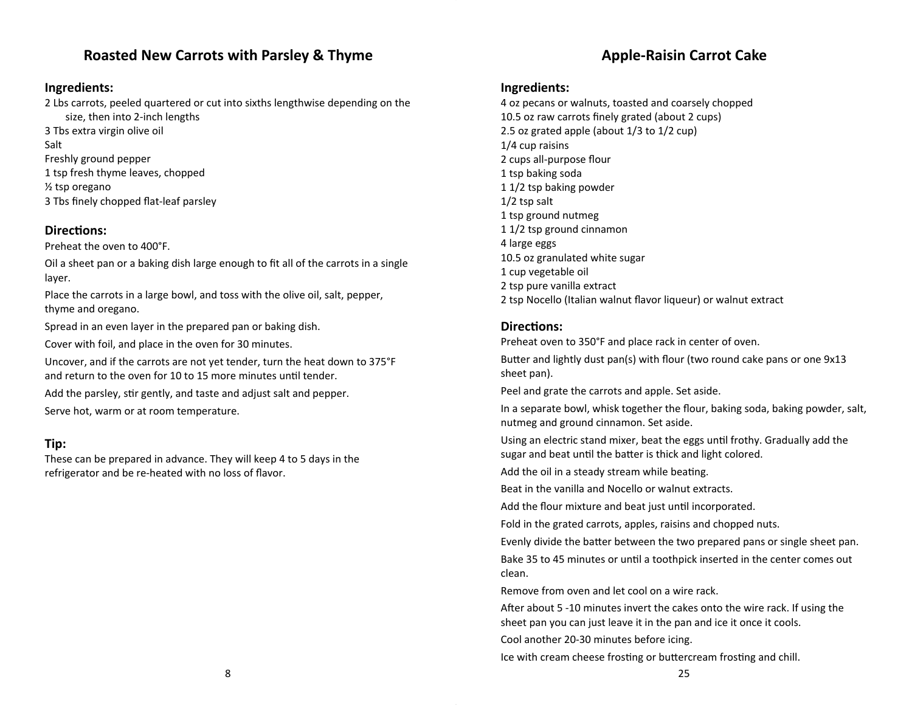## Roasted New Carrots with Parsley & Thyme

### Ingredients:

2 Lbs carrots, peeled quartered or cut into sixths lengthwise depending on the size, then into 2-inch lengths
3 Tbs extra virgin olive oil
Salt
Freshly ground pepper
1 tsp fresh thyme leaves, chopped
½ tsp oregano
3 Tbs finely chopped flat-leaf parsley

### Directions:

Preheat the oven to 400°F.

Oil a sheet pan or a baking dish large enough to fit all of the carrots in a single layer.

Place the carrots in a large bowl, and toss with the olive oil, salt, pepper, thyme and oregano.

Spread in an even layer in the prepared pan or baking dish.

Cover with foil, and place in the oven for 30 minutes.

Uncover, and if the carrots are not yet tender, turn the heat down to 375°F and return to the oven for 10 to 15 more minutes until tender.

Add the parsley, stir gently, and taste and adjust salt and pepper.

Serve hot, warm or at room temperature.

### Tip:

These can be prepared in advance. They will keep 4 to 5 days in the refrigerator and be re-heated with no loss of flavor.

## Apple-Raisin Carrot Cake

### Ingredients:

4 oz pecans or walnuts, toasted and coarsely chopped
10.5 oz raw carrots finely grated (about 2 cups)
2.5 oz grated apple (about 1/3 to 1/2 cup)
1/4 cup raisins
2 cups all-purpose flour
1 tsp baking soda
1 1/2 tsp baking powder
1/2 tsp salt
1 tsp ground nutmeg
1 1/2 tsp ground cinnamon
4 large eggs
10.5 oz granulated white sugar
1 cup vegetable oil
2 tsp pure vanilla extract
2 tsp Nocello (Italian walnut flavor liqueur) or walnut extract

### Directions:

Preheat oven to 350°F and place rack in center of oven.

Butter and lightly dust pan(s) with flour (two round cake pans or one 9x13 sheet pan).

Peel and grate the carrots and apple. Set aside.

In a separate bowl, whisk together the flour, baking soda, baking powder, salt, nutmeg and ground cinnamon. Set aside.

Using an electric stand mixer, beat the eggs until frothy. Gradually add the sugar and beat until the batter is thick and light colored.

Add the oil in a steady stream while beating.

Beat in the vanilla and Nocello or walnut extracts.

Add the flour mixture and beat just until incorporated.

Fold in the grated carrots, apples, raisins and chopped nuts.

Evenly divide the batter between the two prepared pans or single sheet pan.

Bake 35 to 45 minutes or until a toothpick inserted in the center comes out clean.

Remove from oven and let cool on a wire rack.

After about 5 -10 minutes invert the cakes onto the wire rack. If using the sheet pan you can just leave it in the pan and ice it once it cools.

Cool another 20-30 minutes before icing.

Ice with cream cheese frosting or buttercream frosting and chill.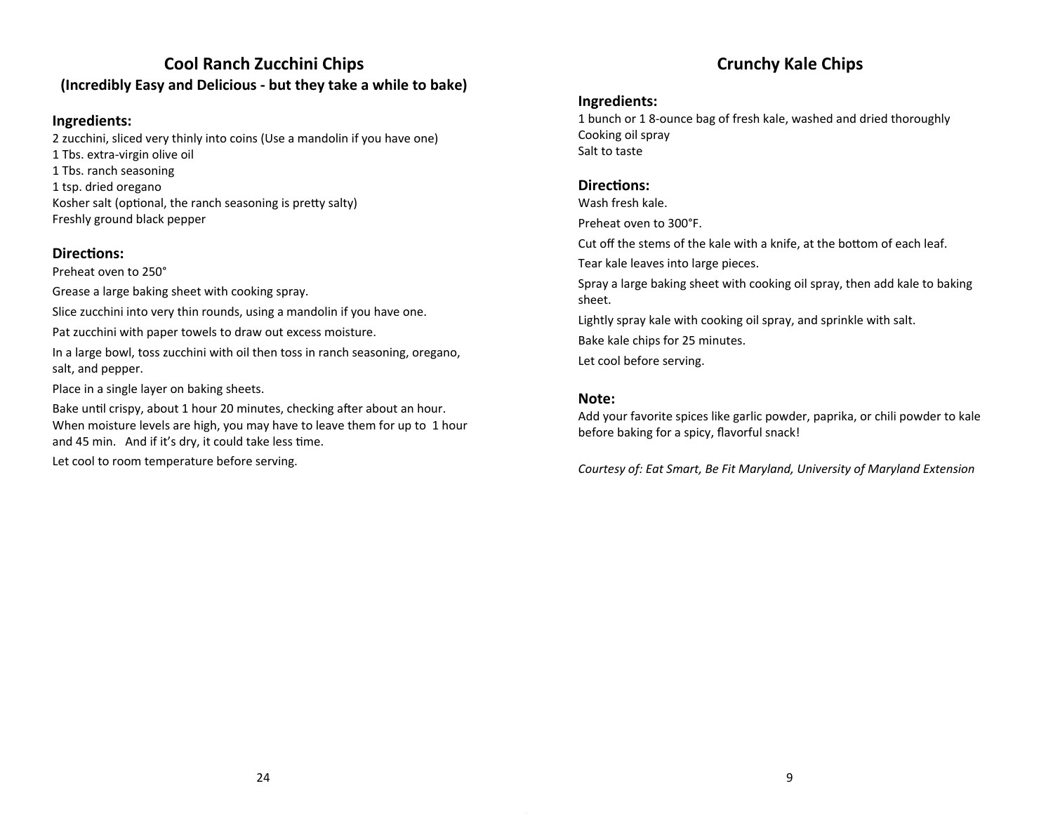## Cool Ranch Zucchini Chips

### (Incredibly Easy and Delicious - but they take a while to bake)

### Ingredients:

2 zucchini, sliced very thinly into coins (Use a mandolin if you have one)
1 Tbs. extra-virgin olive oil
1 Tbs. ranch seasoning
1 tsp. dried oregano
Kosher salt (optional, the ranch seasoning is pretty salty)
Freshly ground black pepper

### Directions:

Preheat oven to 250°

Grease a large baking sheet with cooking spray.

Slice zucchini into very thin rounds, using a mandolin if you have one.

Pat zucchini with paper towels to draw out excess moisture.

In a large bowl, toss zucchini with oil then toss in ranch seasoning, oregano, salt, and pepper.

Place in a single layer on baking sheets.

Bake until crispy, about 1 hour 20 minutes, checking after about an hour. When moisture levels are high, you may have to leave them for up to 1 hour and 45 min. And if it's dry, it could take less time.

Let cool to room temperature before serving.

## Crunchy Kale Chips

### Ingredients:

1 bunch or 1 8-ounce bag of fresh kale, washed and dried thoroughly
Cooking oil spray
Salt to taste

### Directions:

Wash fresh kale.

Preheat oven to 300°F.

Cut off the stems of the kale with a knife, at the bottom of each leaf.

Tear kale leaves into large pieces.

Spray a large baking sheet with cooking oil spray, then add kale to baking sheet.

Lightly spray kale with cooking oil spray, and sprinkle with salt.

Bake kale chips for 25 minutes.

Let cool before serving.

### Note:

Add your favorite spices like garlic powder, paprika, or chili powder to kale before baking for a spicy, flavorful snack!

*Courtesy of: Eat Smart, Be Fit Maryland, University of Maryland Extension*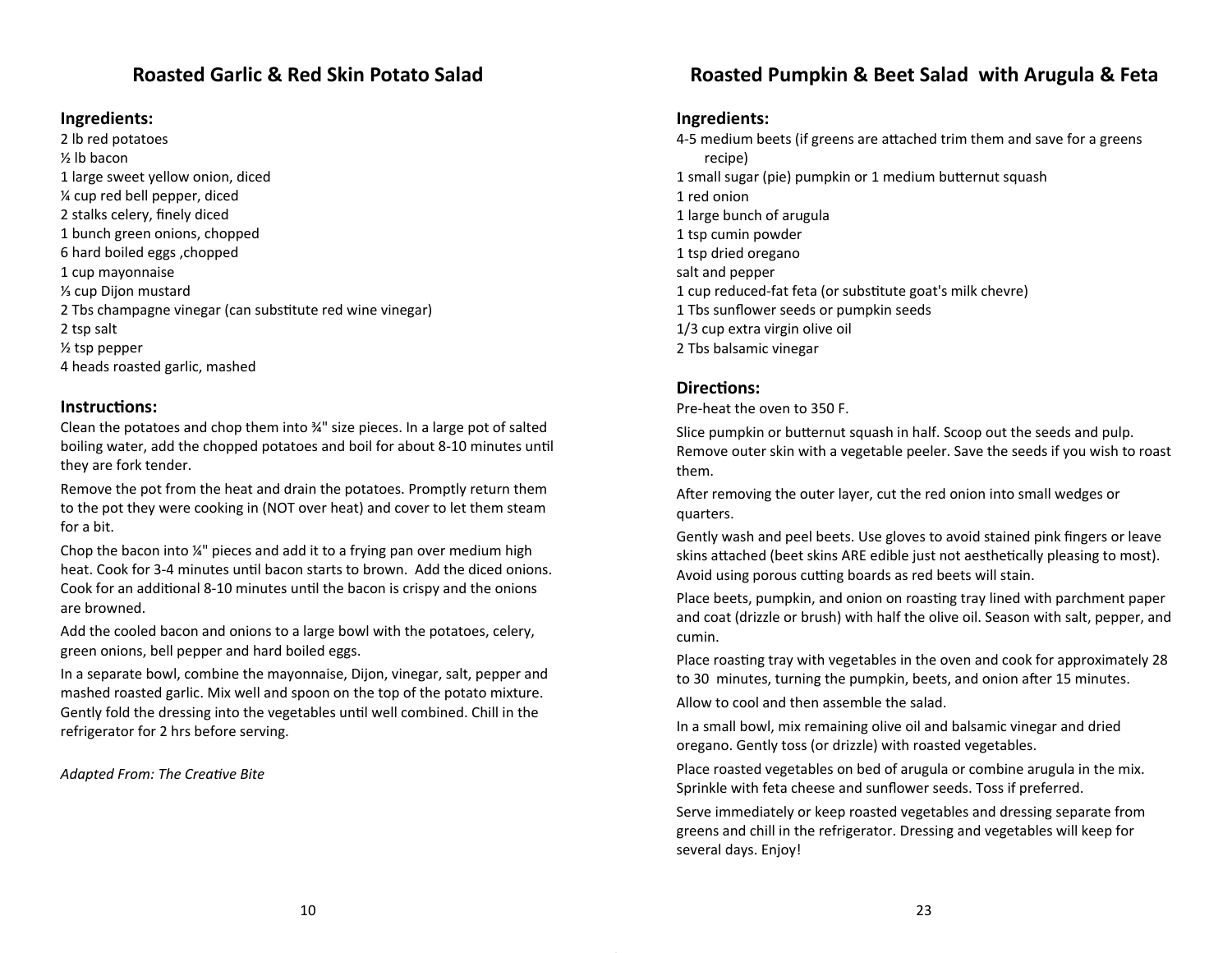## Roasted Garlic & Red Skin Potato Salad

### Ingredients:

2 lb red potatoes
½ lb bacon
1 large sweet yellow onion, diced
¼ cup red bell pepper, diced
2 stalks celery, finely diced
1 bunch green onions, chopped
6 hard boiled eggs ,chopped
1 cup mayonnaise
⅓ cup Dijon mustard
2 Tbs champagne vinegar (can substitute red wine vinegar)
2 tsp salt
½ tsp pepper
4 heads roasted garlic, mashed

### Instructions:

Clean the potatoes and chop them into ¾" size pieces. In a large pot of salted boiling water, add the chopped potatoes and boil for about 8-10 minutes until they are fork tender.

Remove the pot from the heat and drain the potatoes. Promptly return them to the pot they were cooking in (NOT over heat) and cover to let them steam for a bit.

Chop the bacon into ¼" pieces and add it to a frying pan over medium high heat. Cook for 3-4 minutes until bacon starts to brown. Add the diced onions. Cook for an additional 8-10 minutes until the bacon is crispy and the onions are browned.

Add the cooled bacon and onions to a large bowl with the potatoes, celery, green onions, bell pepper and hard boiled eggs.

In a separate bowl, combine the mayonnaise, Dijon, vinegar, salt, pepper and mashed roasted garlic. Mix well and spoon on the top of the potato mixture. Gently fold the dressing into the vegetables until well combined. Chill in the refrigerator for 2 hrs before serving.

*Adapted From: The Creative Bite*

## Roasted Pumpkin & Beet Salad with Arugula & Feta

### Ingredients:

4-5 medium beets (if greens are attached trim them and save for a greens recipe)
1 small sugar (pie) pumpkin or 1 medium butternut squash
1 red onion
1 large bunch of arugula
1 tsp cumin powder
1 tsp dried oregano
salt and pepper
1 cup reduced-fat feta (or substitute goat's milk chevre)
1 Tbs sunflower seeds or pumpkin seeds
1/3 cup extra virgin olive oil
2 Tbs balsamic vinegar

### Directions:

Pre-heat the oven to 350 F.

Slice pumpkin or butternut squash in half. Scoop out the seeds and pulp. Remove outer skin with a vegetable peeler. Save the seeds if you wish to roast them.

After removing the outer layer, cut the red onion into small wedges or quarters.

Gently wash and peel beets. Use gloves to avoid stained pink fingers or leave skins attached (beet skins ARE edible just not aesthetically pleasing to most). Avoid using porous cutting boards as red beets will stain.

Place beets, pumpkin, and onion on roasting tray lined with parchment paper and coat (drizzle or brush) with half the olive oil. Season with salt, pepper, and cumin.

Place roasting tray with vegetables in the oven and cook for approximately 28 to 30 minutes, turning the pumpkin, beets, and onion after 15 minutes.

Allow to cool and then assemble the salad.

In a small bowl, mix remaining olive oil and balsamic vinegar and dried oregano. Gently toss (or drizzle) with roasted vegetables.

Place roasted vegetables on bed of arugula or combine arugula in the mix. Sprinkle with feta cheese and sunflower seeds. Toss if preferred.

Serve immediately or keep roasted vegetables and dressing separate from greens and chill in the refrigerator. Dressing and vegetables will keep for several days. Enjoy!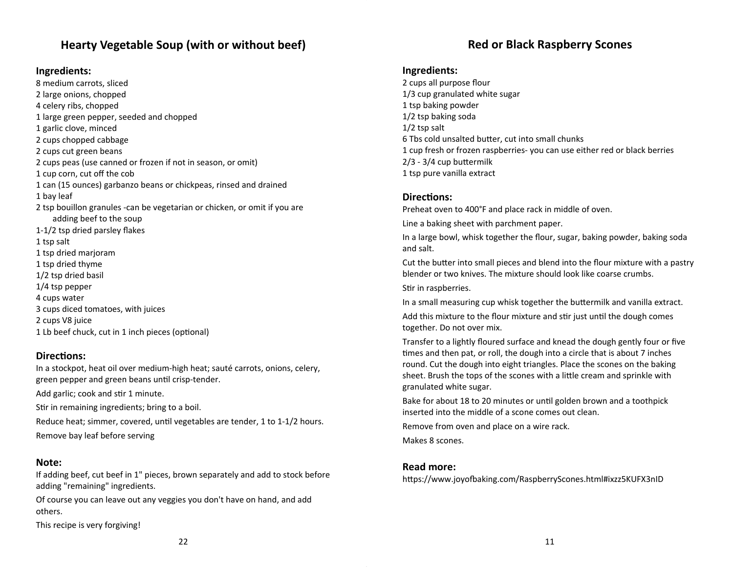## Hearty Vegetable Soup (with or without beef)

### Ingredients:

8 medium carrots, sliced
2 large onions, chopped
4 celery ribs, chopped
1 large green pepper, seeded and chopped
1 garlic clove, minced
2 cups chopped cabbage
2 cups cut green beans
2 cups peas (use canned or frozen if not in season, or omit)
1 cup corn, cut off the cob
1 can (15 ounces) garbanzo beans or chickpeas, rinsed and drained
1 bay leaf
2 tsp bouillon granules -can be vegetarian or chicken, or omit if you are adding beef to the soup
1-1/2 tsp dried parsley flakes
1 tsp salt
1 tsp dried marjoram
1 tsp dried thyme
1/2 tsp dried basil
1/4 tsp pepper
4 cups water
3 cups diced tomatoes, with juices
2 cups V8 juice
1 Lb beef chuck, cut in 1 inch pieces (optional)

### Directions:

In a stockpot, heat oil over medium-high heat; sauté carrots, onions, celery, green pepper and green beans until crisp-tender.

Add garlic; cook and stir 1 minute.

Stir in remaining ingredients; bring to a boil.

Reduce heat; simmer, covered, until vegetables are tender, 1 to 1-1/2 hours.

Remove bay leaf before serving

### Note:

If adding beef, cut beef in 1" pieces, brown separately and add to stock before adding "remaining" ingredients.

Of course you can leave out any veggies you don't have on hand, and add others.

This recipe is very forgiving!

## Red or Black Raspberry Scones

### Ingredients:

2 cups all purpose flour
1/3 cup granulated white sugar
1 tsp baking powder
1/2 tsp baking soda
1/2 tsp salt
6 Tbs cold unsalted butter, cut into small chunks
1 cup fresh or frozen raspberries- you can use either red or black berries
2/3 - 3/4 cup buttermilk
1 tsp pure vanilla extract

### Directions:

Preheat oven to 400°F and place rack in middle of oven.

Line a baking sheet with parchment paper.

In a large bowl, whisk together the flour, sugar, baking powder, baking soda and salt.

Cut the butter into small pieces and blend into the flour mixture with a pastry blender or two knives. The mixture should look like coarse crumbs.

Stir in raspberries.

In a small measuring cup whisk together the buttermilk and vanilla extract.

Add this mixture to the flour mixture and stir just until the dough comes together. Do not over mix.

Transfer to a lightly floured surface and knead the dough gently four or five times and then pat, or roll, the dough into a circle that is about 7 inches round. Cut the dough into eight triangles. Place the scones on the baking sheet. Brush the tops of the scones with a little cream and sprinkle with granulated white sugar.

Bake for about 18 to 20 minutes or until golden brown and a toothpick inserted into the middle of a scone comes out clean.

Remove from oven and place on a wire rack.

Makes 8 scones.

### Read more:

https://www.joyofbaking.com/RaspberryScones.html#ixzz5KUFX3nID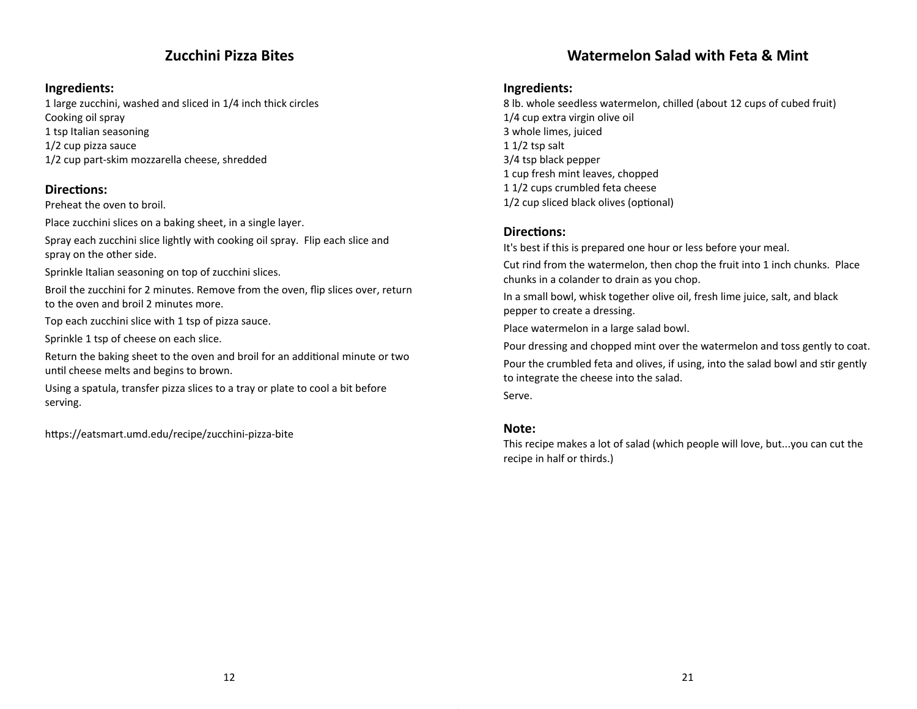## Zucchini Pizza Bites

### Ingredients:

1 large zucchini, washed and sliced in 1/4 inch thick circles
Cooking oil spray
1 tsp Italian seasoning
1/2 cup pizza sauce
1/2 cup part-skim mozzarella cheese, shredded

### Directions:

Preheat the oven to broil.

Place zucchini slices on a baking sheet, in a single layer.

Spray each zucchini slice lightly with cooking oil spray. Flip each slice and spray on the other side.

Sprinkle Italian seasoning on top of zucchini slices.

Broil the zucchini for 2 minutes. Remove from the oven, flip slices over, return to the oven and broil 2 minutes more.

Top each zucchini slice with 1 tsp of pizza sauce.

Sprinkle 1 tsp of cheese on each slice.

Return the baking sheet to the oven and broil for an additional minute or two until cheese melts and begins to brown.

Using a spatula, transfer pizza slices to a tray or plate to cool a bit before serving.

https://eatsmart.umd.edu/recipe/zucchini-pizza-bite

## Watermelon Salad with Feta & Mint

### Ingredients:

8 lb. whole seedless watermelon, chilled (about 12 cups of cubed fruit)
1/4 cup extra virgin olive oil
3 whole limes, juiced
1 1/2 tsp salt
3/4 tsp black pepper
1 cup fresh mint leaves, chopped
1 1/2 cups crumbled feta cheese
1/2 cup sliced black olives (optional)

### Directions:

It's best if this is prepared one hour or less before your meal.

Cut rind from the watermelon, then chop the fruit into 1 inch chunks. Place chunks in a colander to drain as you chop.

In a small bowl, whisk together olive oil, fresh lime juice, salt, and black pepper to create a dressing.

Place watermelon in a large salad bowl.

Pour dressing and chopped mint over the watermelon and toss gently to coat.

Pour the crumbled feta and olives, if using, into the salad bowl and stir gently to integrate the cheese into the salad.

Serve.

### Note:

This recipe makes a lot of salad (which people will love, but...you can cut the recipe in half or thirds.)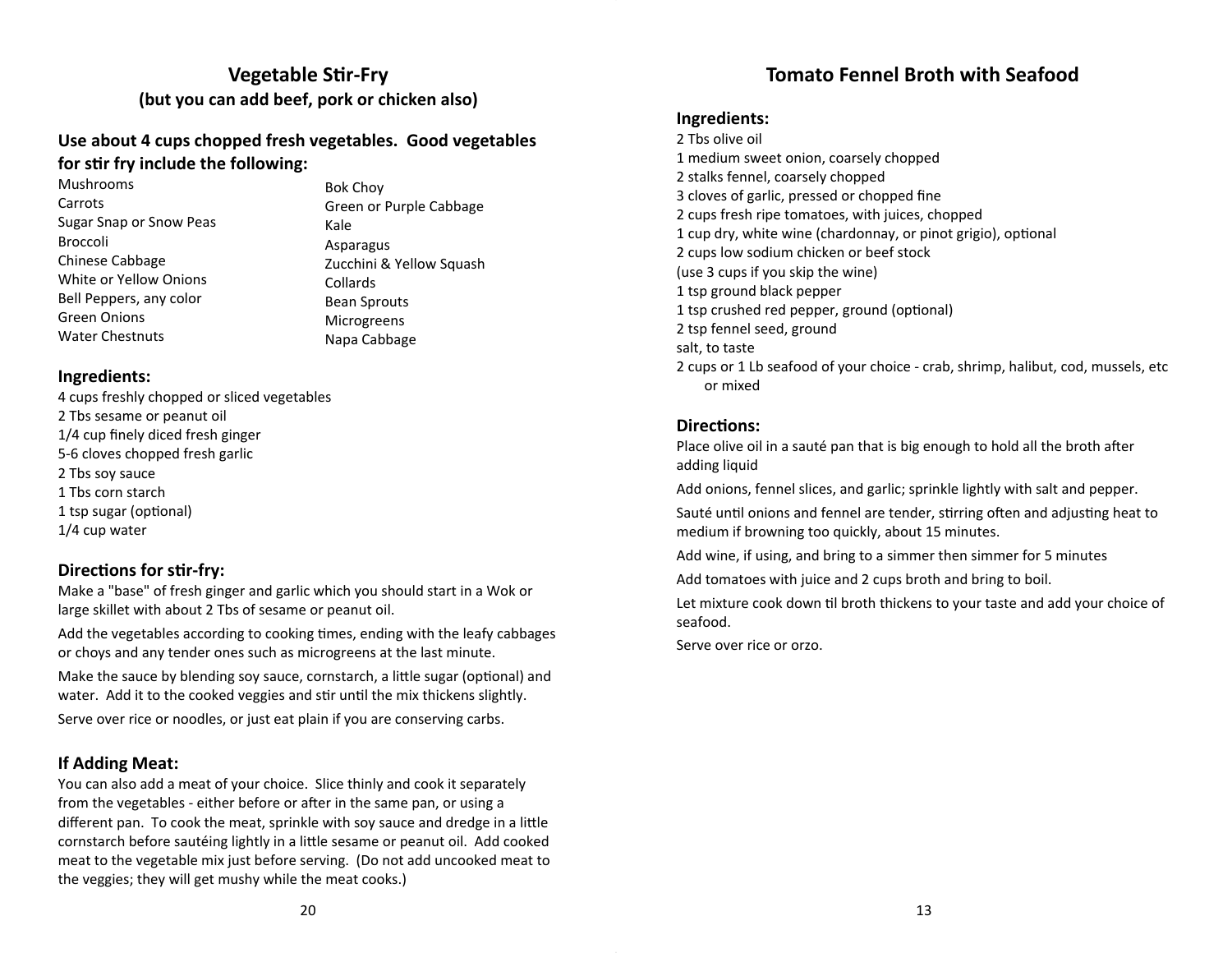# Vegetable Stir-Fry

**(but you can add beef, pork or chicken also)**

### Use about 4 cups chopped fresh vegetables. Good vegetables for stir fry include the following:

Mushrooms
Carrots
Sugar Snap or Snow Peas
Broccoli
Chinese Cabbage
White or Yellow Onions
Bell Peppers, any color
Green Onions
Water Chestnuts
Bok Choy
Green or Purple Cabbage
Kale
Asparagus
Zucchini & Yellow Squash
Collards
Bean Sprouts
Microgreens
Napa Cabbage

### Ingredients:

4 cups freshly chopped or sliced vegetables
2 Tbs sesame or peanut oil
1/4 cup finely diced fresh ginger
5-6 cloves chopped fresh garlic
2 Tbs soy sauce
1 Tbs corn starch
1 tsp sugar (optional)
1/4 cup water

### Directions for stir-fry:

Make a "base" of fresh ginger and garlic which you should start in a Wok or large skillet with about 2 Tbs of sesame or peanut oil.

Add the vegetables according to cooking times, ending with the leafy cabbages or choys and any tender ones such as microgreens at the last minute.

Make the sauce by blending soy sauce, cornstarch, a little sugar (optional) and water. Add it to the cooked veggies and stir until the mix thickens slightly.

Serve over rice or noodles, or just eat plain if you are conserving carbs.

### If Adding Meat:

You can also add a meat of your choice. Slice thinly and cook it separately from the vegetables - either before or after in the same pan, or using a different pan. To cook the meat, sprinkle with soy sauce and dredge in a little cornstarch before sautéing lightly in a little sesame or peanut oil. Add cooked meat to the vegetable mix just before serving. (Do not add uncooked meat to the veggies; they will get mushy while the meat cooks.)

# Tomato Fennel Broth with Seafood

### Ingredients:

2 Tbs olive oil
1 medium sweet onion, coarsely chopped
2 stalks fennel, coarsely chopped
3 cloves of garlic, pressed or chopped fine
2 cups fresh ripe tomatoes, with juices, chopped
1 cup dry, white wine (chardonnay, or pinot grigio), optional
2 cups low sodium chicken or beef stock
(use 3 cups if you skip the wine)
1 tsp ground black pepper
1 tsp crushed red pepper, ground (optional)
2 tsp fennel seed, ground
salt, to taste
2 cups or 1 Lb seafood of your choice - crab, shrimp, halibut, cod, mussels, etc or mixed

### Directions:

Place olive oil in a sauté pan that is big enough to hold all the broth after adding liquid

Add onions, fennel slices, and garlic; sprinkle lightly with salt and pepper.

Sauté until onions and fennel are tender, stirring often and adjusting heat to medium if browning too quickly, about 15 minutes.

Add wine, if using, and bring to a simmer then simmer for 5 minutes

Add tomatoes with juice and 2 cups broth and bring to boil.

Let mixture cook down til broth thickens to your taste and add your choice of seafood.

Serve over rice or orzo.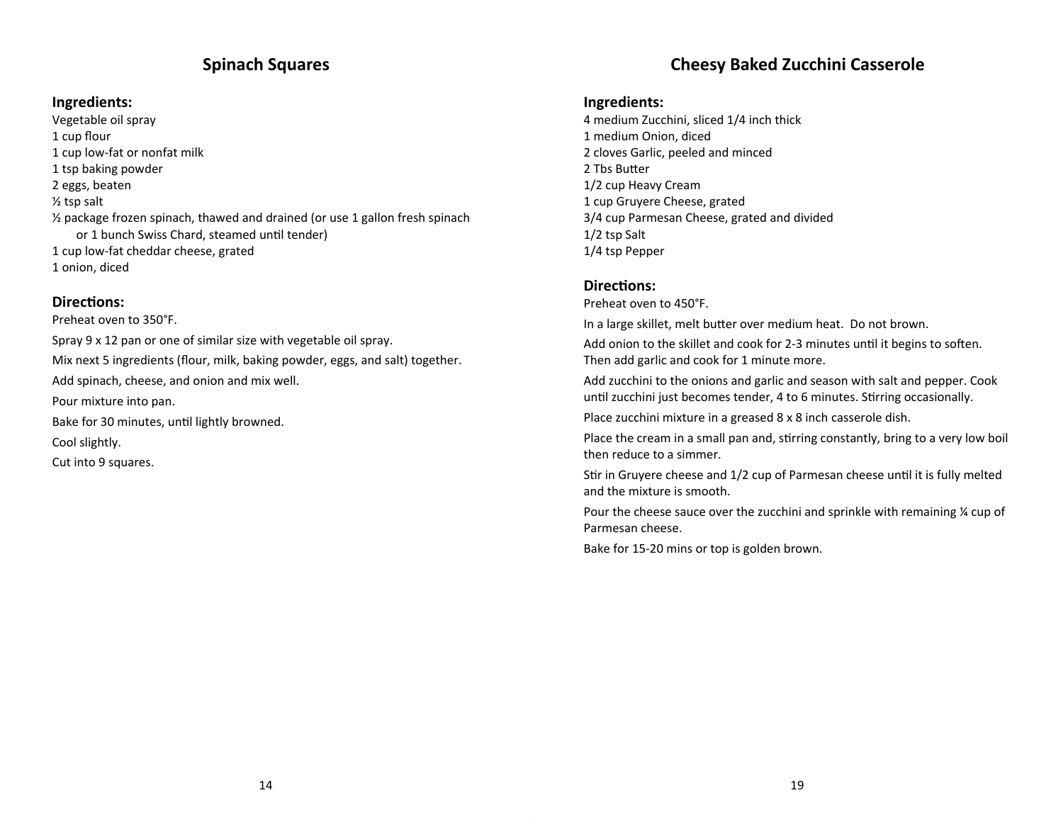## Spinach Squares

### Ingredients:

Vegetable oil spray
1 cup flour
1 cup low-fat or nonfat milk
1 tsp baking powder
2 eggs, beaten
½ tsp salt
½ package frozen spinach, thawed and drained (or use 1 gallon fresh spinach or 1 bunch Swiss Chard, steamed until tender)
1 cup low-fat cheddar cheese, grated
1 onion, diced

### Directions:

Preheat oven to 350°F.

Spray 9 x 12 pan or one of similar size with vegetable oil spray.

Mix next 5 ingredients (flour, milk, baking powder, eggs, and salt) together.

Add spinach, cheese, and onion and mix well.

Pour mixture into pan.

Bake for 30 minutes, until lightly browned.

Cool slightly.

Cut into 9 squares.

## Cheesy Baked Zucchini Casserole

### Ingredients:

4 medium Zucchini, sliced 1/4 inch thick
1 medium Onion, diced
2 cloves Garlic, peeled and minced
2 Tbs Butter
1/2 cup Heavy Cream
1 cup Gruyere Cheese, grated
3/4 cup Parmesan Cheese, grated and divided
1/2 tsp Salt
1/4 tsp Pepper

### Directions:

Preheat oven to 450°F.

In a large skillet, melt butter over medium heat. Do not brown.

Add onion to the skillet and cook for 2-3 minutes until it begins to soften. Then add garlic and cook for 1 minute more.

Add zucchini to the onions and garlic and season with salt and pepper. Cook until zucchini just becomes tender, 4 to 6 minutes. Stirring occasionally.

Place zucchini mixture in a greased 8 x 8 inch casserole dish.

Place the cream in a small pan and, stirring constantly, bring to a very low boil then reduce to a simmer.

Stir in Gruyere cheese and 1/2 cup of Parmesan cheese until it is fully melted and the mixture is smooth.

Pour the cheese sauce over the zucchini and sprinkle with remaining ¼ cup of Parmesan cheese.

Bake for 15-20 mins or top is golden brown.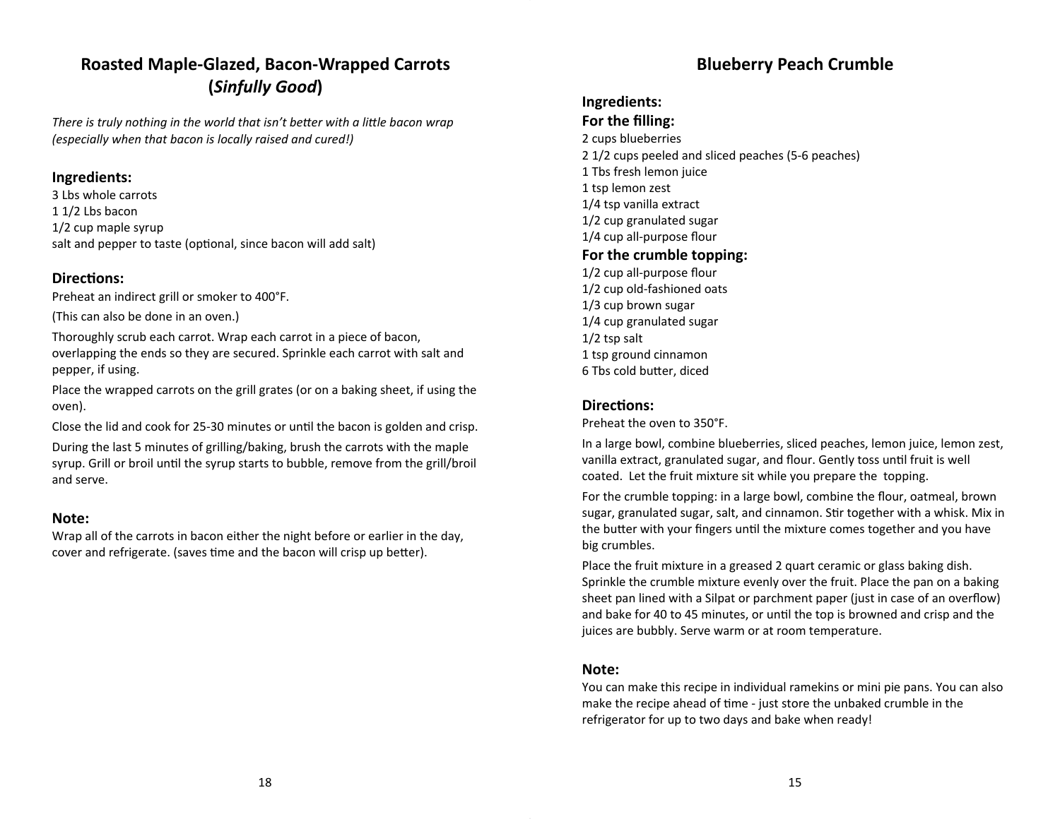# Roasted Maple-Glazed, Bacon-Wrapped Carrots (*Sinfully Good*)

*There is truly nothing in the world that isn't better with a little bacon wrap (especially when that bacon is locally raised and cured!)*

### Ingredients:

3 Lbs whole carrots
1 1/2 Lbs bacon
1/2 cup maple syrup
salt and pepper to taste (optional, since bacon will add salt)

### Directions:

Preheat an indirect grill or smoker to 400°F.

(This can also be done in an oven.)

Thoroughly scrub each carrot. Wrap each carrot in a piece of bacon, overlapping the ends so they are secured. Sprinkle each carrot with salt and pepper, if using.

Place the wrapped carrots on the grill grates (or on a baking sheet, if using the oven).

Close the lid and cook for 25-30 minutes or until the bacon is golden and crisp.

During the last 5 minutes of grilling/baking, brush the carrots with the maple syrup. Grill or broil until the syrup starts to bubble, remove from the grill/broil and serve.

### Note:

Wrap all of the carrots in bacon either the night before or earlier in the day, cover and refrigerate. (saves time and the bacon will crisp up better).

# Blueberry Peach Crumble

### Ingredients:

**For the filling:**

2 cups blueberries
2 1/2 cups peeled and sliced peaches (5-6 peaches)
1 Tbs fresh lemon juice
1 tsp lemon zest
1/4 tsp vanilla extract
1/2 cup granulated sugar
1/4 cup all-purpose flour

**For the crumble topping:**

1/2 cup all-purpose flour
1/2 cup old-fashioned oats
1/3 cup brown sugar
1/4 cup granulated sugar
1/2 tsp salt
1 tsp ground cinnamon
6 Tbs cold butter, diced

### Directions:

Preheat the oven to 350°F.

In a large bowl, combine blueberries, sliced peaches, lemon juice, lemon zest, vanilla extract, granulated sugar, and flour. Gently toss until fruit is well coated. Let the fruit mixture sit while you prepare the topping.

For the crumble topping: in a large bowl, combine the flour, oatmeal, brown sugar, granulated sugar, salt, and cinnamon. Stir together with a whisk. Mix in the butter with your fingers until the mixture comes together and you have big crumbles.

Place the fruit mixture in a greased 2 quart ceramic or glass baking dish. Sprinkle the crumble mixture evenly over the fruit. Place the pan on a baking sheet pan lined with a Silpat or parchment paper (just in case of an overflow) and bake for 40 to 45 minutes, or until the top is browned and crisp and the juices are bubbly. Serve warm or at room temperature.

### Note:

You can make this recipe in individual ramekins or mini pie pans. You can also make the recipe ahead of time - just store the unbaked crumble in the refrigerator for up to two days and bake when ready!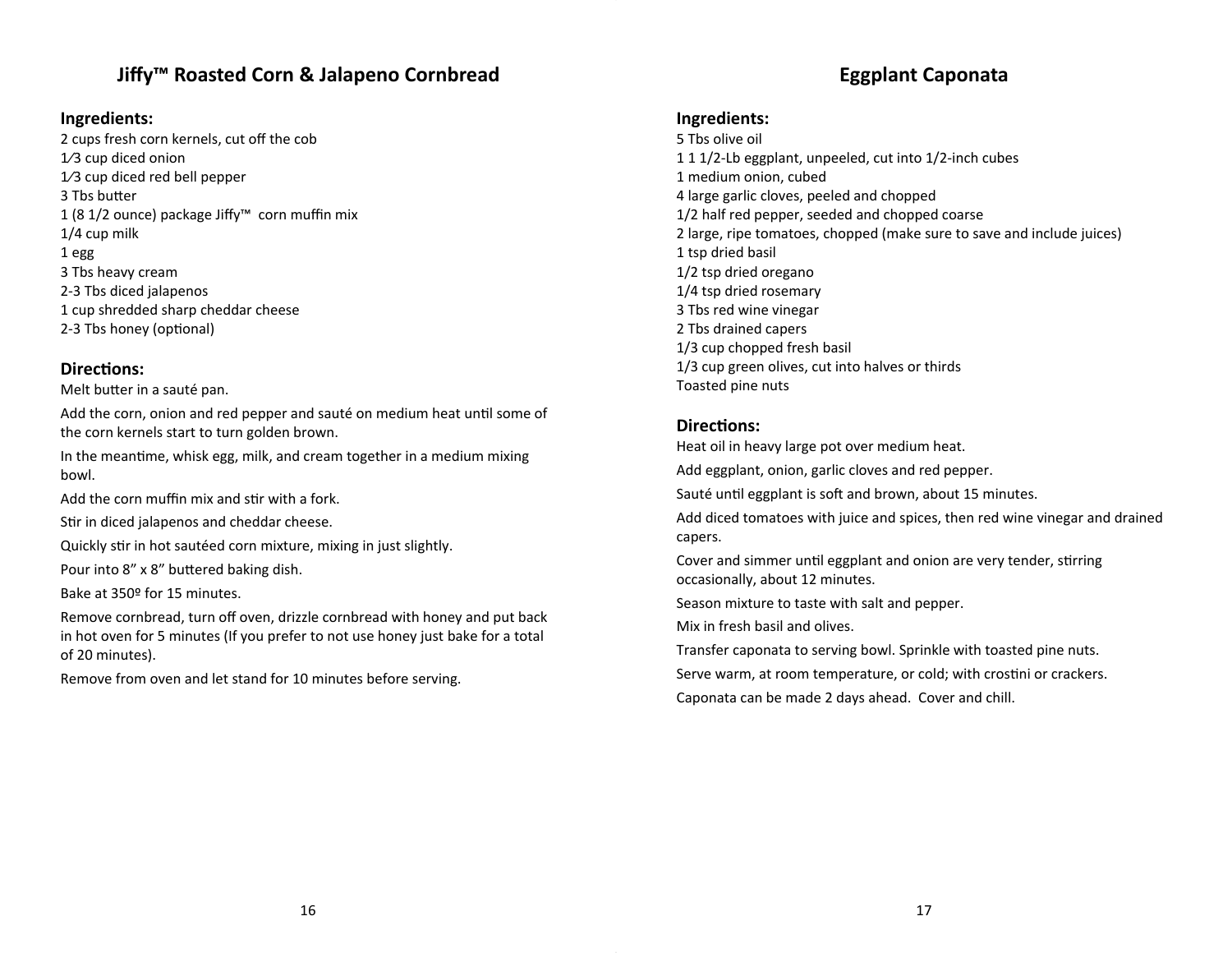## Jiffy™ Roasted Corn & Jalapeno Cornbread

### Ingredients:

2 cups fresh corn kernels, cut off the cob
1⁄3 cup diced onion
1⁄3 cup diced red bell pepper
3 Tbs butter
1 (8 1/2 ounce) package Jiffy™ corn muffin mix
1/4 cup milk
1 egg
3 Tbs heavy cream
2-3 Tbs diced jalapenos
1 cup shredded sharp cheddar cheese
2-3 Tbs honey (optional)

### Directions:

Melt butter in a sauté pan.

Add the corn, onion and red pepper and sauté on medium heat until some of the corn kernels start to turn golden brown.

In the meantime, whisk egg, milk, and cream together in a medium mixing bowl.

Add the corn muffin mix and stir with a fork.

Stir in diced jalapenos and cheddar cheese.

Quickly stir in hot sautéed corn mixture, mixing in just slightly.

Pour into 8" x 8" buttered baking dish.

Bake at 350º for 15 minutes.

Remove cornbread, turn off oven, drizzle cornbread with honey and put back in hot oven for 5 minutes (If you prefer to not use honey just bake for a total of 20 minutes).

Remove from oven and let stand for 10 minutes before serving.

## Eggplant Caponata

### Ingredients:

5 Tbs olive oil
1 1 1/2-Lb eggplant, unpeeled, cut into 1/2-inch cubes
1 medium onion, cubed
4 large garlic cloves, peeled and chopped
1/2 half red pepper, seeded and chopped coarse
2 large, ripe tomatoes, chopped (make sure to save and include juices)
1 tsp dried basil
1/2 tsp dried oregano
1/4 tsp dried rosemary
3 Tbs red wine vinegar
2 Tbs drained capers
1/3 cup chopped fresh basil
1/3 cup green olives, cut into halves or thirds
Toasted pine nuts

### Directions:

Heat oil in heavy large pot over medium heat.

Add eggplant, onion, garlic cloves and red pepper.

Sauté until eggplant is soft and brown, about 15 minutes.

Add diced tomatoes with juice and spices, then red wine vinegar and drained capers.

Cover and simmer until eggplant and onion are very tender, stirring occasionally, about 12 minutes.

Season mixture to taste with salt and pepper.

Mix in fresh basil and olives.

Transfer caponata to serving bowl. Sprinkle with toasted pine nuts.

Serve warm, at room temperature, or cold; with crostini or crackers.

Caponata can be made 2 days ahead. Cover and chill.